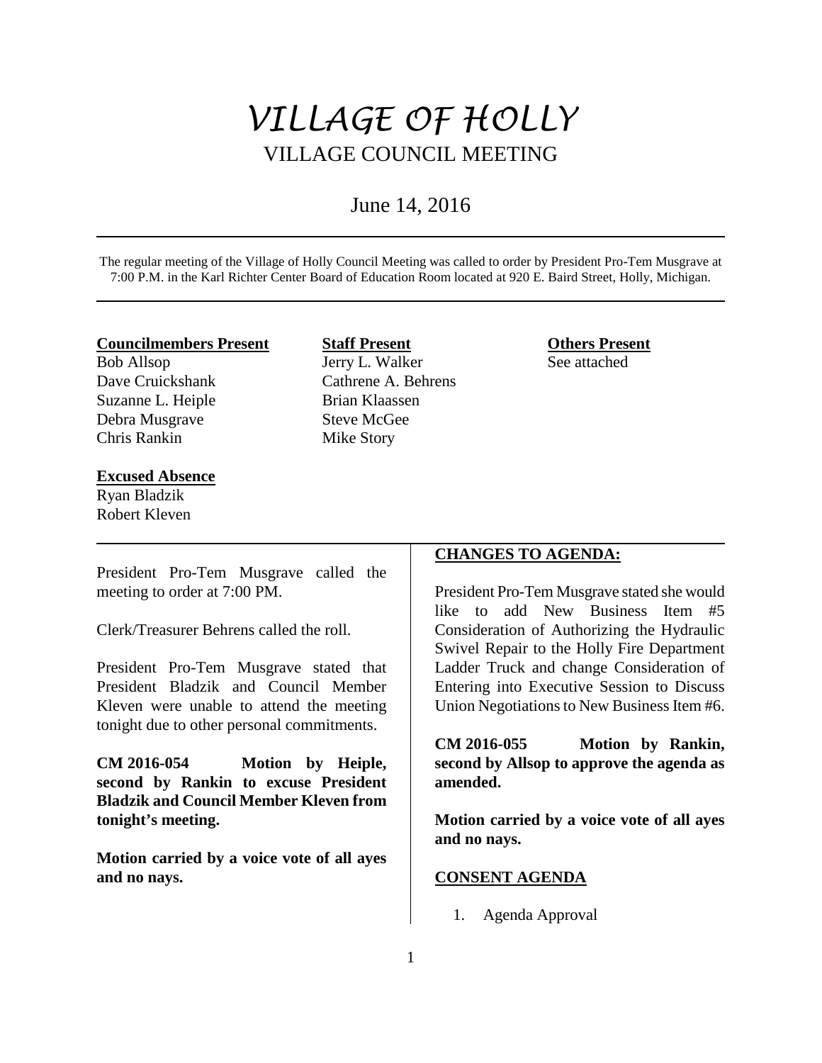# VILLAGE OF HOLLY

## VILLAGE COUNCIL MEETING

June 14, 2016

The regular meeting of the Village of Holly Council Meeting was called to order by President Pro-Tem Musgrave at 7:00 P.M. in the Karl Richter Center Board of Education Room located at 920 E. Baird Street, Holly, Michigan.

**Councilmembers Present**
Bob Allsop
Dave Cruickshank
Suzanne L. Heiple
Debra Musgrave
Chris Rankin

**Staff Present**
Jerry L. Walker
Cathrene A. Behrens
Brian Klaassen
Steve McGee
Mike Story

**Others Present**
See attached

**Excused Absence**
Ryan Bladzik
Robert Kleven

President Pro-Tem Musgrave called the meeting to order at 7:00 PM.

Clerk/Treasurer Behrens called the roll.

President Pro-Tem Musgrave stated that President Bladzik and Council Member Kleven were unable to attend the meeting tonight due to other personal commitments.

**CM 2016-054 Motion by Heiple, second by Rankin to excuse President Bladzik and Council Member Kleven from tonight's meeting.**

**Motion carried by a voice vote of all ayes and no nays.**

**CHANGES TO AGENDA:**

President Pro-Tem Musgrave stated she would like to add New Business Item #5 Consideration of Authorizing the Hydraulic Swivel Repair to the Holly Fire Department Ladder Truck and change Consideration of Entering into Executive Session to Discuss Union Negotiations to New Business Item #6.

**CM 2016-055 Motion by Rankin, second by Allsop to approve the agenda as amended.**

**Motion carried by a voice vote of all ayes and no nays.**

**CONSENT AGENDA**

1. Agenda Approval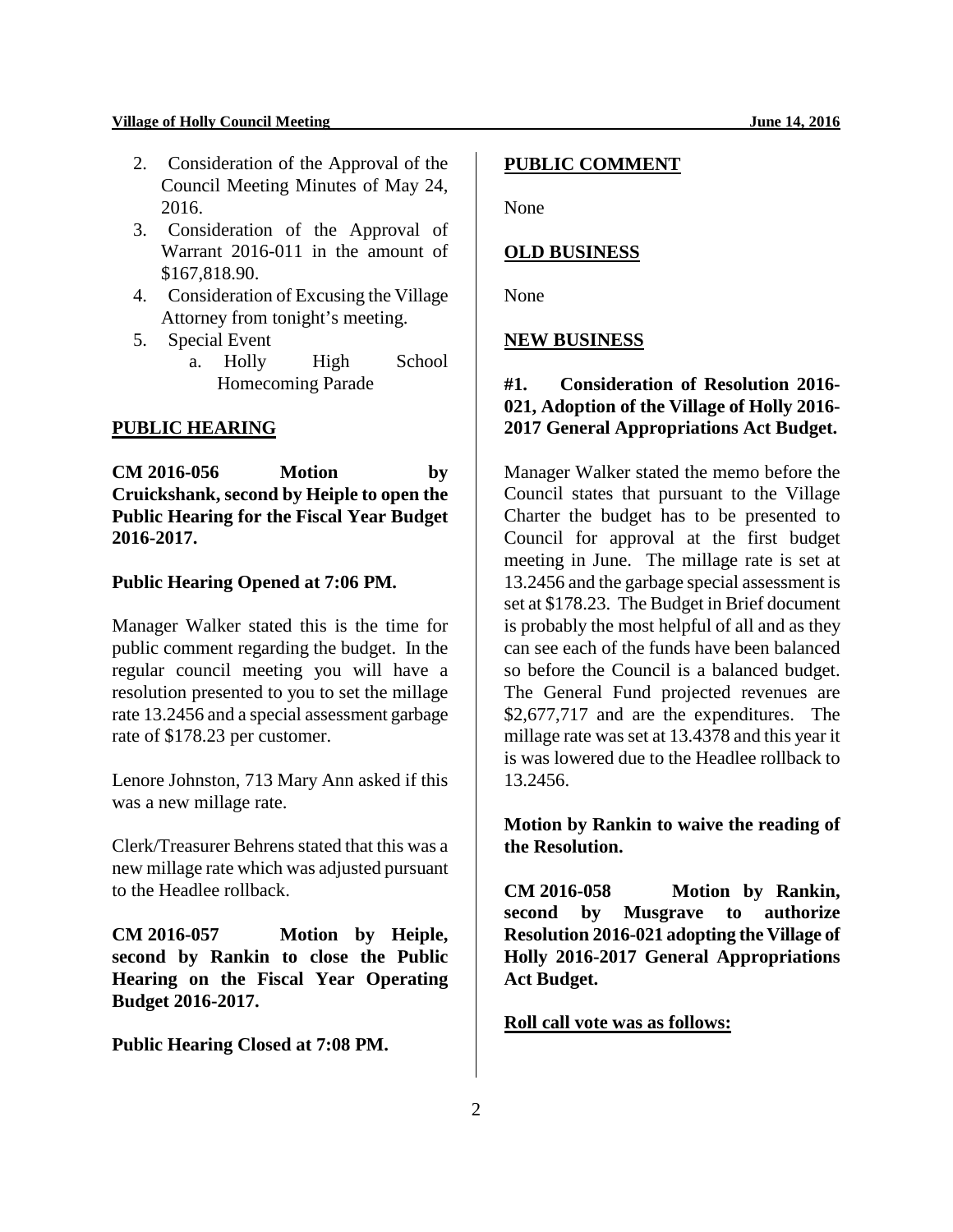2. Consideration of the Approval of the Council Meeting Minutes of May 24, 2016.
3. Consideration of the Approval of Warrant 2016-011 in the amount of $167,818.90.
4. Consideration of Excusing the Village Attorney from tonight's meeting.
5. Special Event
   a. Holly High School Homecoming Parade

## PUBLIC HEARING

**CM 2016-056 Motion by Cruickshank, second by Heiple to open the Public Hearing for the Fiscal Year Budget 2016-2017.**

**Public Hearing Opened at 7:06 PM.**

Manager Walker stated this is the time for public comment regarding the budget. In the regular council meeting you will have a resolution presented to you to set the millage rate 13.2456 and a special assessment garbage rate of $178.23 per customer.

Lenore Johnston, 713 Mary Ann asked if this was a new millage rate.

Clerk/Treasurer Behrens stated that this was a new millage rate which was adjusted pursuant to the Headlee rollback.

**CM 2016-057 Motion by Heiple, second by Rankin to close the Public Hearing on the Fiscal Year Operating Budget 2016-2017.**

**Public Hearing Closed at 7:08 PM.**

## PUBLIC COMMENT

None

## OLD BUSINESS

None

## NEW BUSINESS

**#1. Consideration of Resolution 2016-021, Adoption of the Village of Holly 2016-2017 General Appropriations Act Budget.**

Manager Walker stated the memo before the Council states that pursuant to the Village Charter the budget has to be presented to Council for approval at the first budget meeting in June. The millage rate is set at 13.2456 and the garbage special assessment is set at $178.23. The Budget in Brief document is probably the most helpful of all and as they can see each of the funds have been balanced so before the Council is a balanced budget. The General Fund projected revenues are $2,677,717 and are the expenditures. The millage rate was set at 13.4378 and this year it is was lowered due to the Headlee rollback to 13.2456.

**Motion by Rankin to waive the reading of the Resolution.**

**CM 2016-058 Motion by Rankin, second by Musgrave to authorize Resolution 2016-021 adopting the Village of Holly 2016-2017 General Appropriations Act Budget.**

**Roll call vote was as follows:**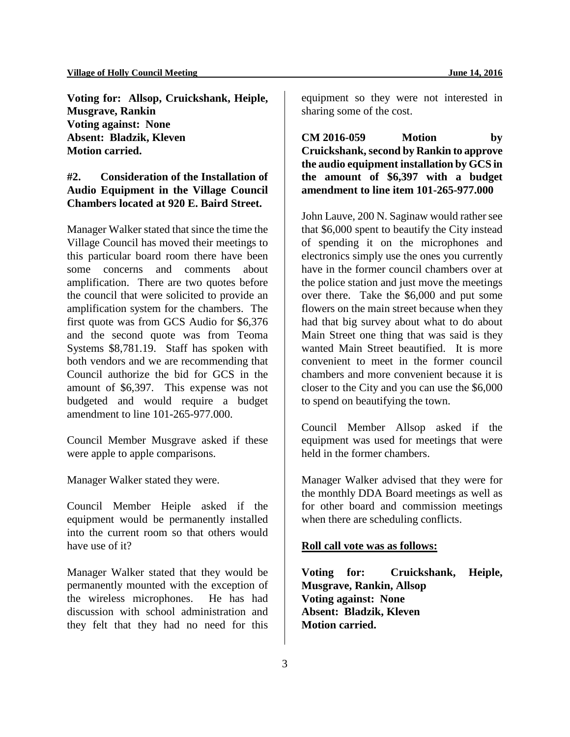**Voting for: Allsop, Cruickshank, Heiple, Musgrave, Rankin**
**Voting against: None**
**Absent: Bladzik, Kleven**
**Motion carried.**

**#2. Consideration of the Installation of Audio Equipment in the Village Council Chambers located at 920 E. Baird Street.**

Manager Walker stated that since the time the Village Council has moved their meetings to this particular board room there have been some concerns and comments about amplification. There are two quotes before the council that were solicited to provide an amplification system for the chambers. The first quote was from GCS Audio for $6,376 and the second quote was from Teoma Systems $8,781.19. Staff has spoken with both vendors and we are recommending that Council authorize the bid for GCS in the amount of $6,397. This expense was not budgeted and would require a budget amendment to line 101-265-977.000.

Council Member Musgrave asked if these were apple to apple comparisons.

Manager Walker stated they were.

Council Member Heiple asked if the equipment would be permanently installed into the current room so that others would have use of it?

Manager Walker stated that they would be permanently mounted with the exception of the wireless microphones. He has had discussion with school administration and they felt that they had no need for this equipment so they were not interested in sharing some of the cost.

**CM 2016-059 Motion by Cruickshank, second by Rankin to approve the audio equipment installation by GCS in the amount of $6,397 with a budget amendment to line item 101-265-977.000**

John Lauve, 200 N. Saginaw would rather see that $6,000 spent to beautify the City instead of spending it on the microphones and electronics simply use the ones you currently have in the former council chambers over at the police station and just move the meetings over there. Take the $6,000 and put some flowers on the main street because when they had that big survey about what to do about Main Street one thing that was said is they wanted Main Street beautified. It is more convenient to meet in the former council chambers and more convenient because it is closer to the City and you can use the $6,000 to spend on beautifying the town.

Council Member Allsop asked if the equipment was used for meetings that were held in the former chambers.

Manager Walker advised that they were for the monthly DDA Board meetings as well as for other board and commission meetings when there are scheduling conflicts.

**Roll call vote was as follows:**

**Voting for: Cruickshank, Heiple, Musgrave, Rankin, Allsop**
**Voting against: None**
**Absent: Bladzik, Kleven**
**Motion carried.**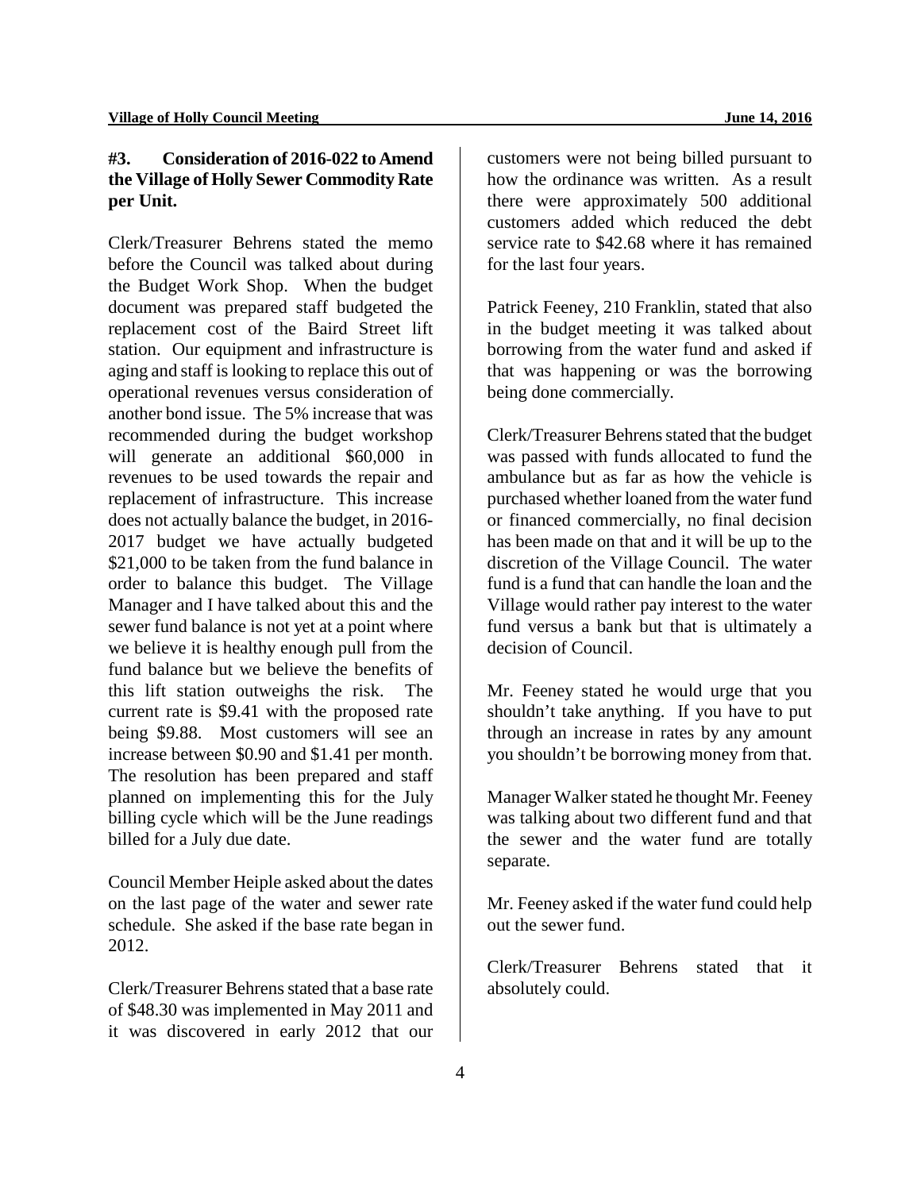**#3. Consideration of 2016-022 to Amend the Village of Holly Sewer Commodity Rate per Unit.**

Clerk/Treasurer Behrens stated the memo before the Council was talked about during the Budget Work Shop. When the budget document was prepared staff budgeted the replacement cost of the Baird Street lift station. Our equipment and infrastructure is aging and staff is looking to replace this out of operational revenues versus consideration of another bond issue. The 5% increase that was recommended during the budget workshop will generate an additional $60,000 in revenues to be used towards the repair and replacement of infrastructure. This increase does not actually balance the budget, in 2016-2017 budget we have actually budgeted $21,000 to be taken from the fund balance in order to balance this budget. The Village Manager and I have talked about this and the sewer fund balance is not yet at a point where we believe it is healthy enough pull from the fund balance but we believe the benefits of this lift station outweighs the risk. The current rate is $9.41 with the proposed rate being $9.88. Most customers will see an increase between $0.90 and $1.41 per month. The resolution has been prepared and staff planned on implementing this for the July billing cycle which will be the June readings billed for a July due date.

Council Member Heiple asked about the dates on the last page of the water and sewer rate schedule. She asked if the base rate began in 2012.

Clerk/Treasurer Behrens stated that a base rate of $48.30 was implemented in May 2011 and it was discovered in early 2012 that our customers were not being billed pursuant to how the ordinance was written. As a result there were approximately 500 additional customers added which reduced the debt service rate to $42.68 where it has remained for the last four years.

Patrick Feeney, 210 Franklin, stated that also in the budget meeting it was talked about borrowing from the water fund and asked if that was happening or was the borrowing being done commercially.

Clerk/Treasurer Behrens stated that the budget was passed with funds allocated to fund the ambulance but as far as how the vehicle is purchased whether loaned from the water fund or financed commercially, no final decision has been made on that and it will be up to the discretion of the Village Council. The water fund is a fund that can handle the loan and the Village would rather pay interest to the water fund versus a bank but that is ultimately a decision of Council.

Mr. Feeney stated he would urge that you shouldn't take anything. If you have to put through an increase in rates by any amount you shouldn't be borrowing money from that.

Manager Walker stated he thought Mr. Feeney was talking about two different fund and that the sewer and the water fund are totally separate.

Mr. Feeney asked if the water fund could help out the sewer fund.

Clerk/Treasurer Behrens stated that it absolutely could.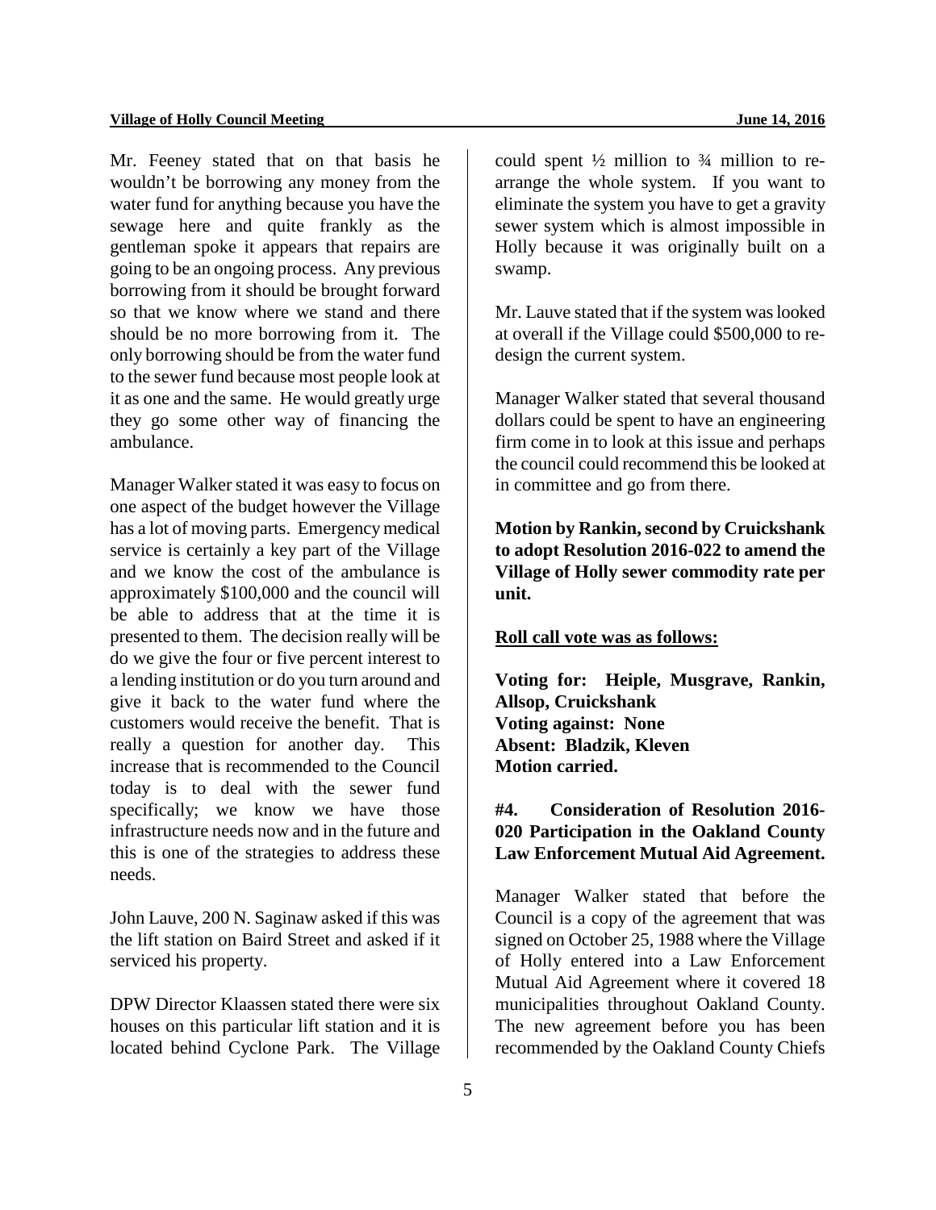Mr. Feeney stated that on that basis he wouldn't be borrowing any money from the water fund for anything because you have the sewage here and quite frankly as the gentleman spoke it appears that repairs are going to be an ongoing process. Any previous borrowing from it should be brought forward so that we know where we stand and there should be no more borrowing from it. The only borrowing should be from the water fund to the sewer fund because most people look at it as one and the same. He would greatly urge they go some other way of financing the ambulance.

Manager Walker stated it was easy to focus on one aspect of the budget however the Village has a lot of moving parts. Emergency medical service is certainly a key part of the Village and we know the cost of the ambulance is approximately $100,000 and the council will be able to address that at the time it is presented to them. The decision really will be do we give the four or five percent interest to a lending institution or do you turn around and give it back to the water fund where the customers would receive the benefit. That is really a question for another day. This increase that is recommended to the Council today is to deal with the sewer fund specifically; we know we have those infrastructure needs now and in the future and this is one of the strategies to address these needs.

John Lauve, 200 N. Saginaw asked if this was the lift station on Baird Street and asked if it serviced his property.

DPW Director Klaassen stated there were six houses on this particular lift station and it is located behind Cyclone Park. The Village could spent ½ million to ¾ million to re-arrange the whole system. If you want to eliminate the system you have to get a gravity sewer system which is almost impossible in Holly because it was originally built on a swamp.

Mr. Lauve stated that if the system was looked at overall if the Village could $500,000 to re-design the current system.

Manager Walker stated that several thousand dollars could be spent to have an engineering firm come in to look at this issue and perhaps the council could recommend this be looked at in committee and go from there.

**Motion by Rankin, second by Cruickshank to adopt Resolution 2016-022 to amend the Village of Holly sewer commodity rate per unit.**

**Roll call vote was as follows:**

**Voting for: Heiple, Musgrave, Rankin, Allsop, Cruickshank**
**Voting against: None**
**Absent: Bladzik, Kleven**
**Motion carried.**

**#4. Consideration of Resolution 2016-020 Participation in the Oakland County Law Enforcement Mutual Aid Agreement.**

Manager Walker stated that before the Council is a copy of the agreement that was signed on October 25, 1988 where the Village of Holly entered into a Law Enforcement Mutual Aid Agreement where it covered 18 municipalities throughout Oakland County. The new agreement before you has been recommended by the Oakland County Chiefs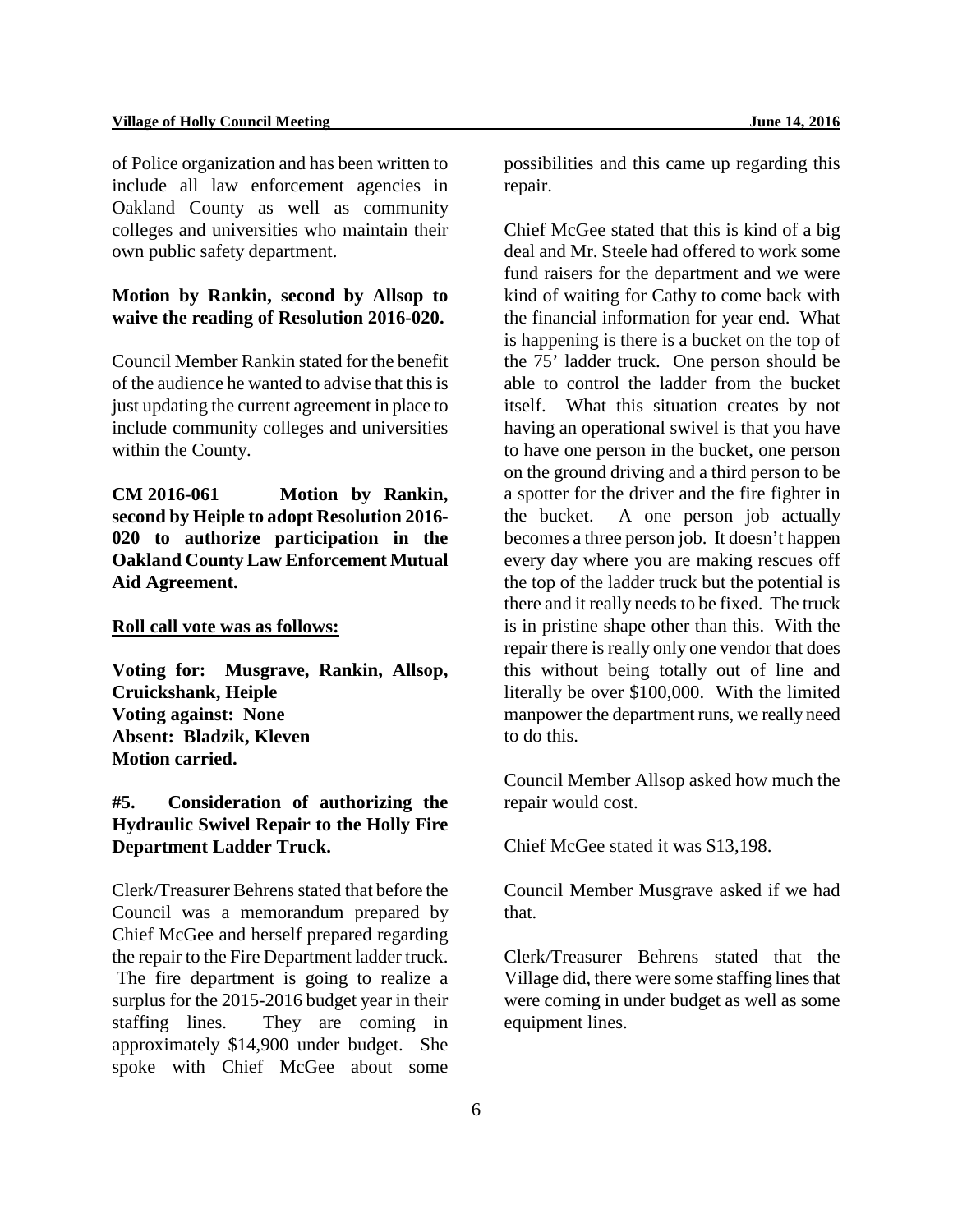of Police organization and has been written to include all law enforcement agencies in Oakland County as well as community colleges and universities who maintain their own public safety department.

**Motion by Rankin, second by Allsop to waive the reading of Resolution 2016-020.**

Council Member Rankin stated for the benefit of the audience he wanted to advise that this is just updating the current agreement in place to include community colleges and universities within the County.

**CM 2016-061 Motion by Rankin, second by Heiple to adopt Resolution 2016-020 to authorize participation in the Oakland County Law Enforcement Mutual Aid Agreement.**

**Roll call vote was as follows:**

**Voting for: Musgrave, Rankin, Allsop, Cruickshank, Heiple**
**Voting against: None**
**Absent: Bladzik, Kleven**
**Motion carried.**

**#5. Consideration of authorizing the Hydraulic Swivel Repair to the Holly Fire Department Ladder Truck.**

Clerk/Treasurer Behrens stated that before the Council was a memorandum prepared by Chief McGee and herself prepared regarding the repair to the Fire Department ladder truck. The fire department is going to realize a surplus for the 2015-2016 budget year in their staffing lines. They are coming in approximately $14,900 under budget. She spoke with Chief McGee about some possibilities and this came up regarding this repair.

Chief McGee stated that this is kind of a big deal and Mr. Steele had offered to work some fund raisers for the department and we were kind of waiting for Cathy to come back with the financial information for year end. What is happening is there is a bucket on the top of the 75' ladder truck. One person should be able to control the ladder from the bucket itself. What this situation creates by not having an operational swivel is that you have to have one person in the bucket, one person on the ground driving and a third person to be a spotter for the driver and the fire fighter in the bucket. A one person job actually becomes a three person job. It doesn't happen every day where you are making rescues off the top of the ladder truck but the potential is there and it really needs to be fixed. The truck is in pristine shape other than this. With the repair there is really only one vendor that does this without being totally out of line and literally be over $100,000. With the limited manpower the department runs, we really need to do this.

Council Member Allsop asked how much the repair would cost.

Chief McGee stated it was $13,198.

Council Member Musgrave asked if we had that.

Clerk/Treasurer Behrens stated that the Village did, there were some staffing lines that were coming in under budget as well as some equipment lines.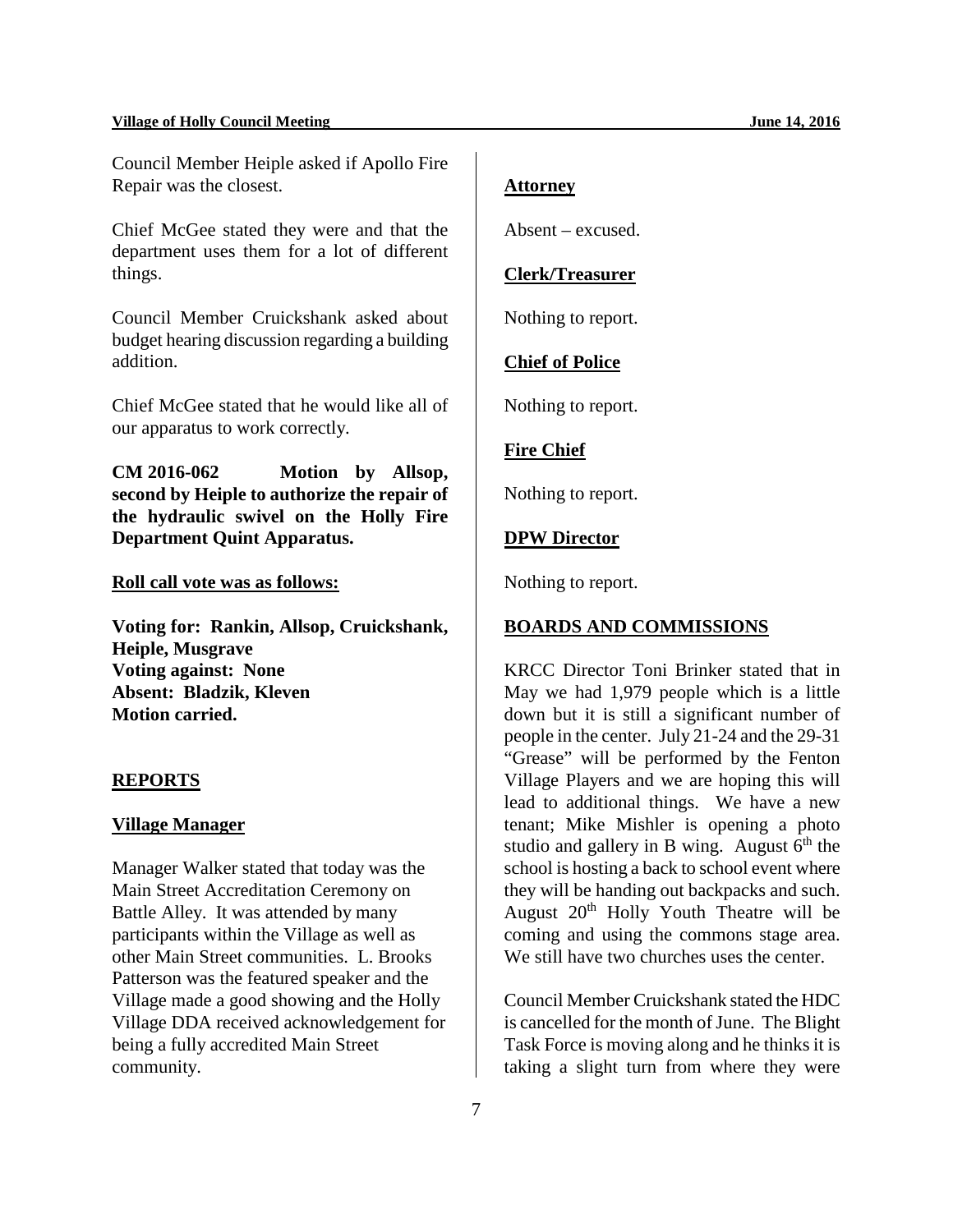Council Member Heiple asked if Apollo Fire Repair was the closest.

Chief McGee stated they were and that the department uses them for a lot of different things.

Council Member Cruickshank asked about budget hearing discussion regarding a building addition.

Chief McGee stated that he would like all of our apparatus to work correctly.

**CM 2016-062 Motion by Allsop, second by Heiple to authorize the repair of the hydraulic swivel on the Holly Fire Department Quint Apparatus.**

**Roll call vote was as follows:**

**Voting for: Rankin, Allsop, Cruickshank, Heiple, Musgrave**
**Voting against: None**
**Absent: Bladzik, Kleven**
**Motion carried.**

## REPORTS

### Village Manager

Manager Walker stated that today was the Main Street Accreditation Ceremony on Battle Alley. It was attended by many participants within the Village as well as other Main Street communities. L. Brooks Patterson was the featured speaker and the Village made a good showing and the Holly Village DDA received acknowledgement for being a fully accredited Main Street community.

### Attorney

Absent – excused.

### Clerk/Treasurer

Nothing to report.

### Chief of Police

Nothing to report.

### Fire Chief

Nothing to report.

### DPW Director

Nothing to report.

## BOARDS AND COMMISSIONS

KRCC Director Toni Brinker stated that in May we had 1,979 people which is a little down but it is still a significant number of people in the center. July 21-24 and the 29-31 "Grease" will be performed by the Fenton Village Players and we are hoping this will lead to additional things. We have a new tenant; Mike Mishler is opening a photo studio and gallery in B wing. August 6th the school is hosting a back to school event where they will be handing out backpacks and such. August 20th Holly Youth Theatre will be coming and using the commons stage area. We still have two churches uses the center.

Council Member Cruickshank stated the HDC is cancelled for the month of June. The Blight Task Force is moving along and he thinks it is taking a slight turn from where they were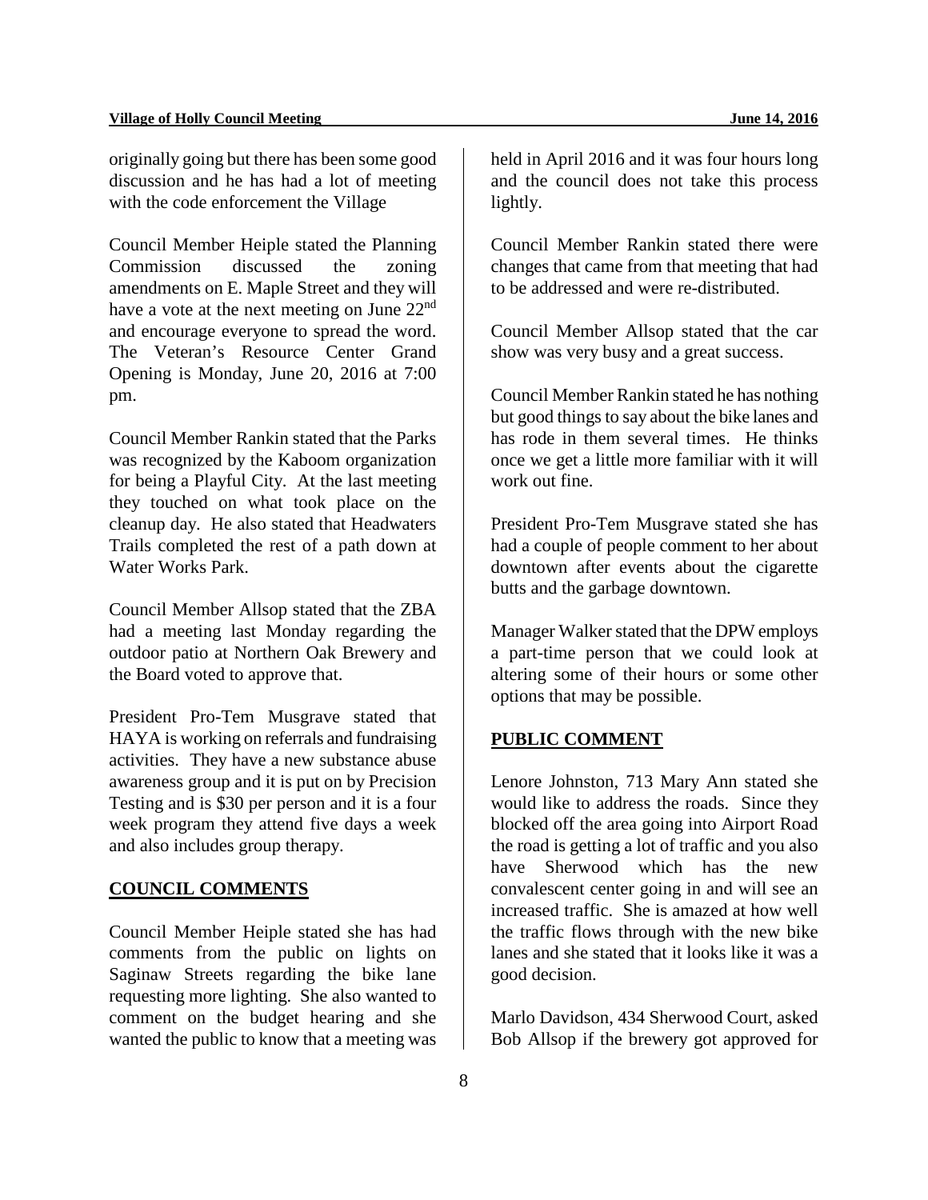originally going but there has been some good discussion and he has had a lot of meeting with the code enforcement the Village

Council Member Heiple stated the Planning Commission discussed the zoning amendments on E. Maple Street and they will have a vote at the next meeting on June 22nd and encourage everyone to spread the word. The Veteran's Resource Center Grand Opening is Monday, June 20, 2016 at 7:00 pm.

Council Member Rankin stated that the Parks was recognized by the Kaboom organization for being a Playful City. At the last meeting they touched on what took place on the cleanup day. He also stated that Headwaters Trails completed the rest of a path down at Water Works Park.

Council Member Allsop stated that the ZBA had a meeting last Monday regarding the outdoor patio at Northern Oak Brewery and the Board voted to approve that.

President Pro-Tem Musgrave stated that HAYA is working on referrals and fundraising activities. They have a new substance abuse awareness group and it is put on by Precision Testing and is $30 per person and it is a four week program they attend five days a week and also includes group therapy.

## COUNCIL COMMENTS

Council Member Heiple stated she has had comments from the public on lights on Saginaw Streets regarding the bike lane requesting more lighting. She also wanted to comment on the budget hearing and she wanted the public to know that a meeting was held in April 2016 and it was four hours long and the council does not take this process lightly.

Council Member Rankin stated there were changes that came from that meeting that had to be addressed and were re-distributed.

Council Member Allsop stated that the car show was very busy and a great success.

Council Member Rankin stated he has nothing but good things to say about the bike lanes and has rode in them several times. He thinks once we get a little more familiar with it will work out fine.

President Pro-Tem Musgrave stated she has had a couple of people comment to her about downtown after events about the cigarette butts and the garbage downtown.

Manager Walker stated that the DPW employs a part-time person that we could look at altering some of their hours or some other options that may be possible.

## PUBLIC COMMENT

Lenore Johnston, 713 Mary Ann stated she would like to address the roads. Since they blocked off the area going into Airport Road the road is getting a lot of traffic and you also have Sherwood which has the new convalescent center going in and will see an increased traffic. She is amazed at how well the traffic flows through with the new bike lanes and she stated that it looks like it was a good decision.

Marlo Davidson, 434 Sherwood Court, asked Bob Allsop if the brewery got approved for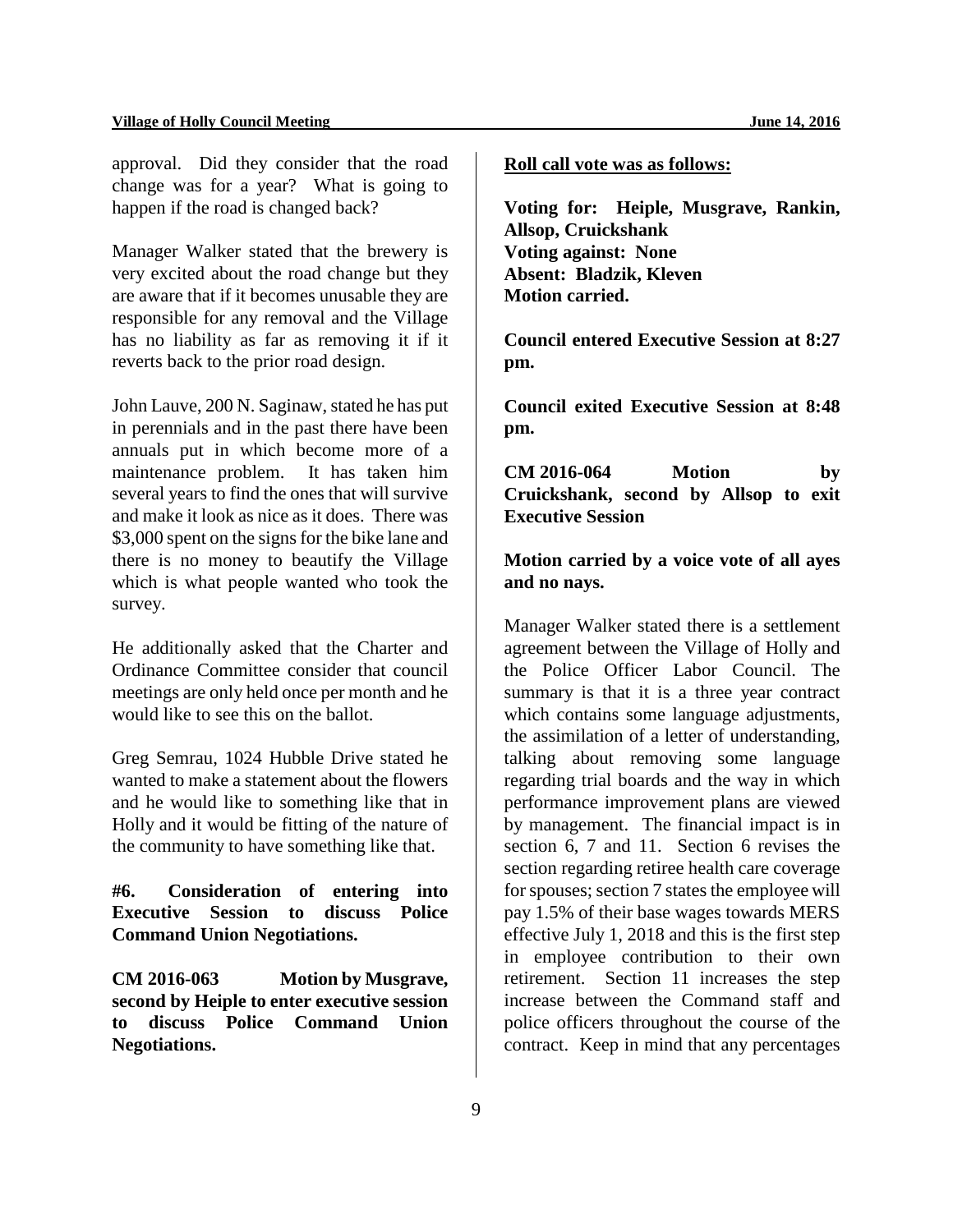approval. Did they consider that the road change was for a year? What is going to happen if the road is changed back?

Manager Walker stated that the brewery is very excited about the road change but they are aware that if it becomes unusable they are responsible for any removal and the Village has no liability as far as removing it if it reverts back to the prior road design.

John Lauve, 200 N. Saginaw, stated he has put in perennials and in the past there have been annuals put in which become more of a maintenance problem. It has taken him several years to find the ones that will survive and make it look as nice as it does. There was $3,000 spent on the signs for the bike lane and there is no money to beautify the Village which is what people wanted who took the survey.

He additionally asked that the Charter and Ordinance Committee consider that council meetings are only held once per month and he would like to see this on the ballot.

Greg Semrau, 1024 Hubble Drive stated he wanted to make a statement about the flowers and he would like to something like that in Holly and it would be fitting of the nature of the community to have something like that.

**#6. Consideration of entering into Executive Session to discuss Police Command Union Negotiations.**

**CM 2016-063 Motion by Musgrave, second by Heiple to enter executive session to discuss Police Command Union Negotiations.**

**<u>Roll call vote was as follows:</u>**

**Voting for: Heiple, Musgrave, Rankin, Allsop, Cruickshank**
**Voting against: None**
**Absent: Bladzik, Kleven**
**Motion carried.**

**Council entered Executive Session at 8:27 pm.**

**Council exited Executive Session at 8:48 pm.**

**CM 2016-064 Motion by Cruickshank, second by Allsop to exit Executive Session**

**Motion carried by a voice vote of all ayes and no nays.**

Manager Walker stated there is a settlement agreement between the Village of Holly and the Police Officer Labor Council. The summary is that it is a three year contract which contains some language adjustments, the assimilation of a letter of understanding, talking about removing some language regarding trial boards and the way in which performance improvement plans are viewed by management. The financial impact is in section 6, 7 and 11. Section 6 revises the section regarding retiree health care coverage for spouses; section 7 states the employee will pay 1.5% of their base wages towards MERS effective July 1, 2018 and this is the first step in employee contribution to their own retirement. Section 11 increases the step increase between the Command staff and police officers throughout the course of the contract. Keep in mind that any percentages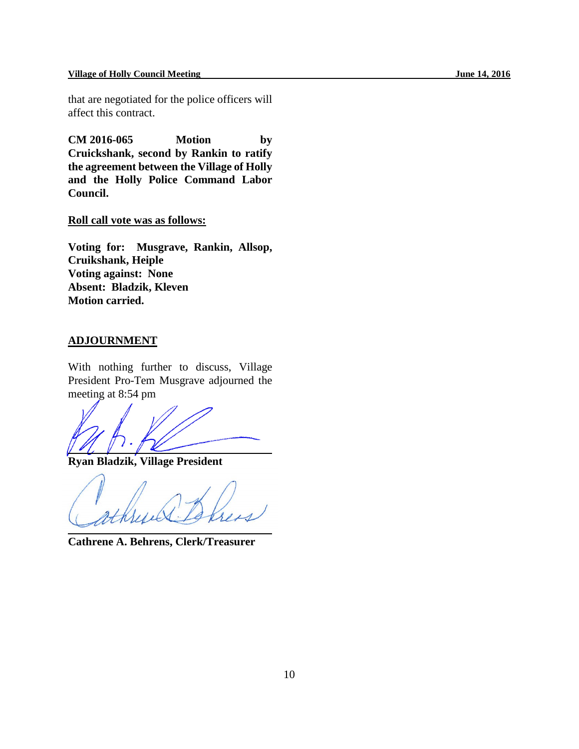that are negotiated for the police officers will affect this contract.

**CM 2016-065 Motion by Cruickshank, second by Rankin to ratify the agreement between the Village of Holly and the Holly Police Command Labor Council.**

**Roll call vote was as follows:**

**Voting for: Musgrave, Rankin, Allsop, Cruikshank, Heiple**
**Voting against: None**
**Absent: Bladzik, Kleven**
**Motion carried.**

## ADJOURNMENT

With nothing further to discuss, Village President Pro-Tem Musgrave adjourned the meeting at 8:54 pm

**Ryan Bladzik, Village President**

**Cathrene A. Behrens, Clerk/Treasurer**